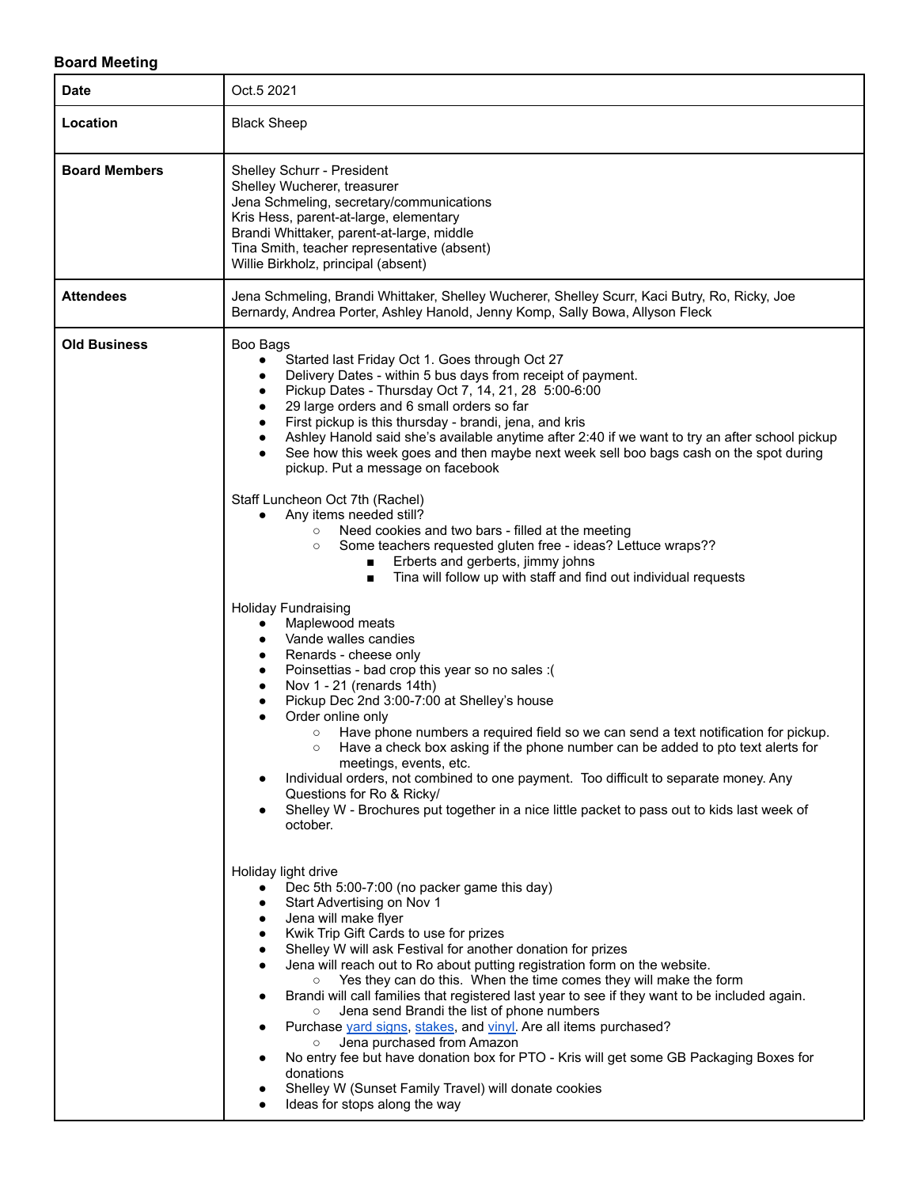**Board Meeting**

| Date | Oct.5 2021 |
|---|---|
| **Location** | Black Sheep |
| **Board Members** | Shelley Schurr - President<br>Shelley Wucherer, treasurer<br>Jena Schmeling, secretary/communications<br>Kris Hess, parent-at-large, elementary<br>Brandi Whittaker, parent-at-large, middle<br>Tina Smith, teacher representative (absent)<br>Willie Birkholz, principal (absent) |
| **Attendees** | Jena Schmeling, Brandi Whittaker, Shelley Wucherer, Shelley Scurr, Kaci Butry, Ro, Ricky, Joe Bernardy, Andrea Porter, Ashley Hanold, Jenny Komp, Sally Bowa, Allyson Fleck |
| **Old Business** | Boo Bags<br>• Started last Friday Oct 1. Goes through Oct 27<br>• Delivery Dates - within 5 bus days from receipt of payment.<br>• Pickup Dates - Thursday Oct 7, 14, 21, 28 5:00-6:00<br>• 29 large orders and 6 small orders so far<br>• First pickup is this thursday - brandi, jena, and kris<br>• Ashley Hanold said she's available anytime after 2:40 if we want to try an after school pickup<br>• See how this week goes and then maybe next week sell boo bags cash on the spot during pickup. Put a message on facebook<br><br>Staff Luncheon Oct 7th (Rachel)<br>• Any items needed still?<br>&nbsp;&nbsp;&nbsp;&nbsp;○ Need cookies and two bars - filled at the meeting<br>&nbsp;&nbsp;&nbsp;&nbsp;○ Some teachers requested gluten free - ideas? Lettuce wraps??<br>&nbsp;&nbsp;&nbsp;&nbsp;&nbsp;&nbsp;&nbsp;&nbsp;■ Erberts and gerberts, jimmy johns<br>&nbsp;&nbsp;&nbsp;&nbsp;&nbsp;&nbsp;&nbsp;&nbsp;■ Tina will follow up with staff and find out individual requests<br><br>Holiday Fundraising<br>• Maplewood meats<br>• Vande walles candies<br>• Renards - cheese only<br>• Poinsettias - bad crop this year so no sales :(<br>• Nov 1 - 21 (renards 14th)<br>• Pickup Dec 2nd 3:00-7:00 at Shelley's house<br>• Order online only<br>&nbsp;&nbsp;&nbsp;&nbsp;○ Have phone numbers a required field so we can send a text notification for pickup.<br>&nbsp;&nbsp;&nbsp;&nbsp;○ Have a check box asking if the phone number can be added to pto text alerts for meetings, events, etc.<br>• Individual orders, not combined to one payment. Too difficult to separate money. Any Questions for Ro & Ricky/<br>• Shelley W - Brochures put together in a nice little packet to pass out to kids last week of october.<br><br>Holiday light drive<br>• Dec 5th 5:00-7:00 (no packer game this day)<br>• Start Advertising on Nov 1<br>• Jena will make flyer<br>• Kwik Trip Gift Cards to use for prizes<br>• Shelley W will ask Festival for another donation for prizes<br>• Jena will reach out to Ro about putting registration form on the website.<br>&nbsp;&nbsp;&nbsp;&nbsp;○ Yes they can do this. When the time comes they will make the form<br>• Brandi will call families that registered last year to see if they want to be included again.<br>&nbsp;&nbsp;&nbsp;&nbsp;○ Jena send Brandi the list of phone numbers<br>• Purchase yard signs, stakes, and vinyl. Are all items purchased?<br>&nbsp;&nbsp;&nbsp;&nbsp;○ Jena purchased from Amazon<br>• No entry fee but have donation box for PTO - Kris will get some GB Packaging Boxes for donations<br>• Shelley W (Sunset Family Travel) will donate cookies<br>• Ideas for stops along the way |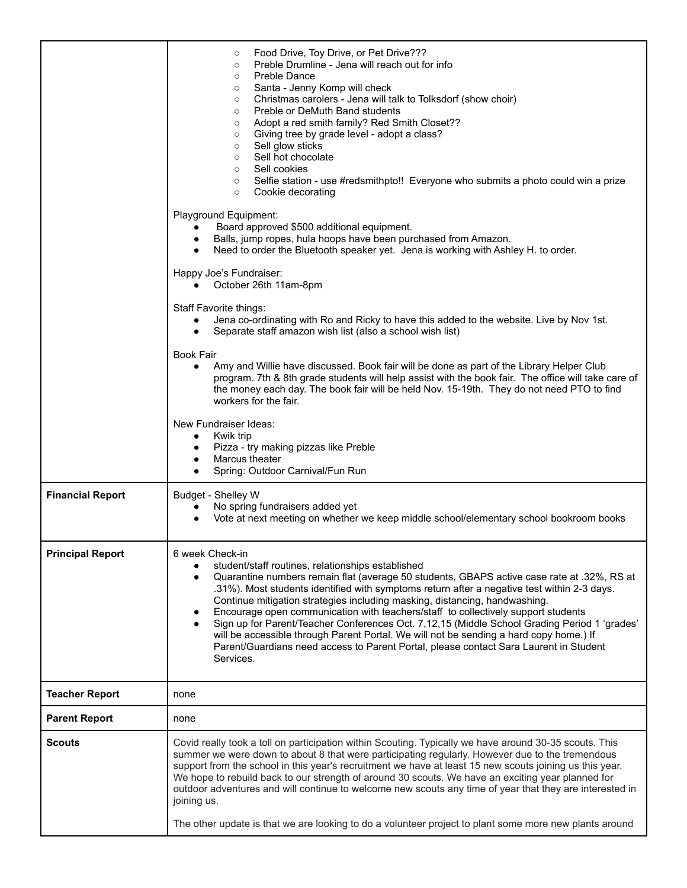| | |
|---|---|
| | ○ Food Drive, Toy Drive, or Pet Drive???<br>○ Preble Drumline - Jena will reach out for info<br>○ Preble Dance<br>○ Santa - Jenny Komp will check<br>○ Christmas carolers - Jena will talk to Tolksdorf (show choir)<br>○ Preble or DeMuth Band students<br>○ Adopt a red smith family? Red Smith Closet??<br>○ Giving tree by grade level - adopt a class?<br>○ Sell glow sticks<br>○ Sell hot chocolate<br>○ Sell cookies<br>○ Selfie station - use #redsmithpto!! Everyone who submits a photo could win a prize<br>○ Cookie decorating<br><br>Playground Equipment:<br>● Board approved $500 additional equipment.<br>● Balls, jump ropes, hula hoops have been purchased from Amazon.<br>● Need to order the Bluetooth speaker yet. Jena is working with Ashley H. to order.<br><br>Happy Joe's Fundraiser:<br>● October 26th 11am-8pm<br><br>Staff Favorite things:<br>● Jena co-ordinating with Ro and Ricky to have this added to the website. Live by Nov 1st.<br>● Separate staff amazon wish list (also a school wish list)<br><br>Book Fair<br>● Amy and Willie have discussed. Book fair will be done as part of the Library Helper Club program. 7th & 8th grade students will help assist with the book fair. The office will take care of the money each day. The book fair will be held Nov. 15-19th. They do not need PTO to find workers for the fair.<br><br>New Fundraiser Ideas:<br>● Kwik trip<br>● Pizza - try making pizzas like Preble<br>● Marcus theater<br>● Spring: Outdoor Carnival/Fun Run |
| **Financial Report** | Budget - Shelley W<br>● No spring fundraisers added yet<br>● Vote at next meeting on whether we keep middle school/elementary school bookroom books |
| **Principal Report** | 6 week Check-in<br>● student/staff routines, relationships established<br>● Quarantine numbers remain flat (average 50 students, GBAPS active case rate at .32%, RS at .31%). Most students identified with symptoms return after a negative test within 2-3 days. Continue mitigation strategies including masking, distancing, handwashing.<br>● Encourage open communication with teachers/staff to collectively support students<br>● Sign up for Parent/Teacher Conferences Oct. 7,12,15 (Middle School Grading Period 1 'grades' will be accessible through Parent Portal. We will not be sending a hard copy home.) If Parent/Guardians need access to Parent Portal, please contact Sara Laurent in Student Services. |
| **Teacher Report** | none |
| **Parent Report** | none |
| **Scouts** | Covid really took a toll on participation within Scouting. Typically we have around 30-35 scouts. This summer we were down to about 8 that were participating regularly. However due to the tremendous support from the school in this year's recruitment we have at least 15 new scouts joining us this year. We hope to rebuild back to our strength of around 30 scouts. We have an exciting year planned for outdoor adventures and will continue to welcome new scouts any time of year that they are interested in joining us.<br><br>The other update is that we are looking to do a volunteer project to plant some more new plants around |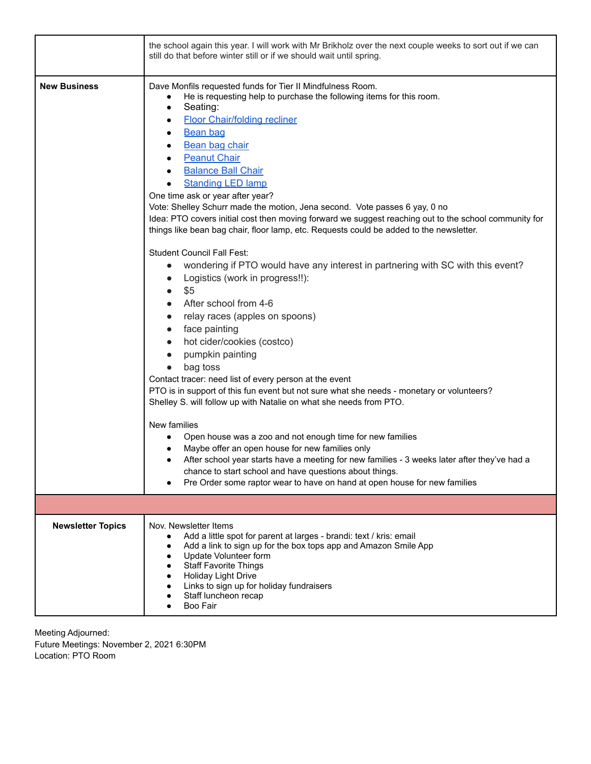| | |
|---|---|
| | the school again this year. I will work with Mr Brikholz over the next couple weeks to sort out if we can still do that before winter still or if we should wait until spring. |
| **New Business** | Dave Monfils requested funds for Tier II Mindfulness Room.<br>• He is requesting help to purchase the following items for this room.<br>• Seating:<br>• Floor Chair/folding recliner<br>• Bean bag<br>• Bean bag chair<br>• Peanut Chair<br>• Balance Ball Chair<br>• Standing LED lamp<br>One time ask or year after year?<br>Vote: Shelley Schurr made the motion, Jena second. Vote passes 6 yay, 0 no<br>Idea: PTO covers initial cost then moving forward we suggest reaching out to the school community for things like bean bag chair, floor lamp, etc. Requests could be added to the newsletter.<br><br>Student Council Fall Fest:<br>• wondering if PTO would have any interest in partnering with SC with this event?<br>• Logistics (work in progress!!):<br>• $5<br>• After school from 4-6<br>• relay races (apples on spoons)<br>• face painting<br>• hot cider/cookies (costco)<br>• pumpkin painting<br>• bag toss<br>Contact tracer: need list of every person at the event<br>PTO is in support of this fun event but not sure what she needs - monetary or volunteers?<br>Shelley S. will follow up with Natalie on what she needs from PTO.<br><br>New families<br>• Open house was a zoo and not enough time for new families<br>• Maybe offer an open house for new families only<br>• After school year starts have a meeting for new families - 3 weeks later after they've had a chance to start school and have questions about things.<br>• Pre Order some raptor wear to have on hand at open house for new families |
| | |
| **Newsletter Topics** | Nov. Newsletter Items<br>• Add a little spot for parent at larges - brandi: text / kris: email<br>• Add a link to sign up for the box tops app and Amazon Smile App<br>• Update Volunteer form<br>• Staff Favorite Things<br>• Holiday Light Drive<br>• Links to sign up for holiday fundraisers<br>• Staff luncheon recap<br>• Boo Fair |

Meeting Adjourned:
Future Meetings: November 2, 2021 6:30PM
Location: PTO Room